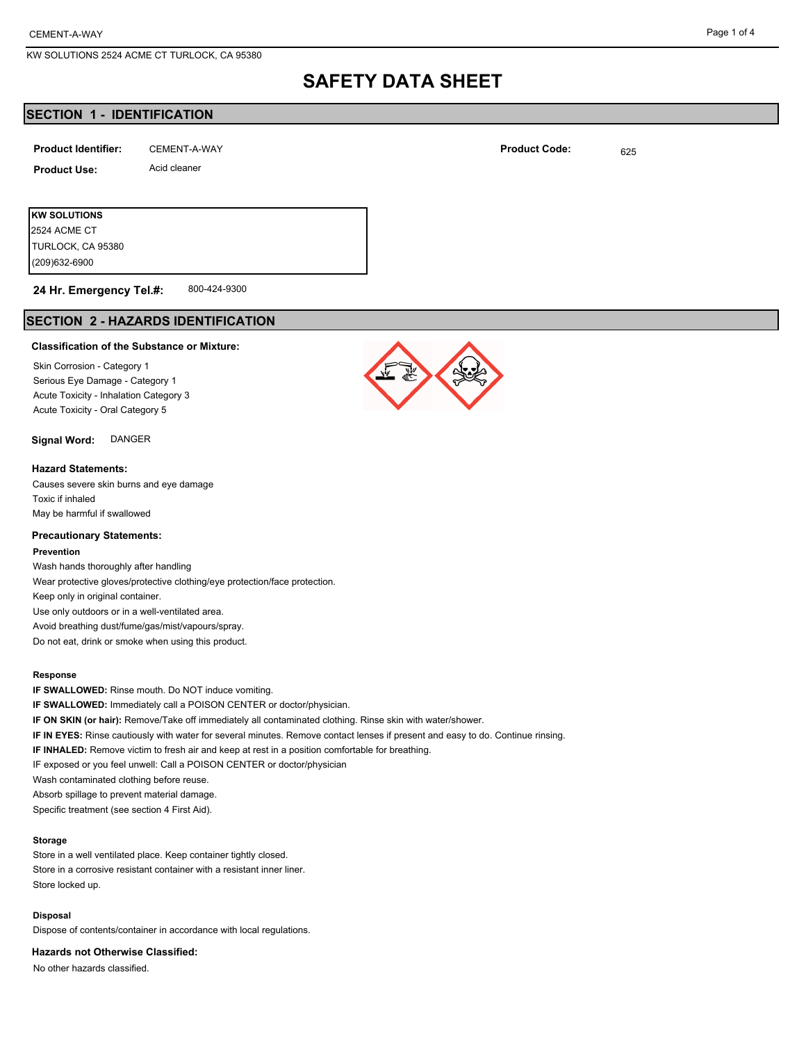# SAFETY DATA SHEET

## SECTION 1 - IDENTIFICATION

**Product Identifier:** CEMENT-A-WAY

**Product Code:** 625

**Product Use:** Acid cleaner

**KW SOLUTIONS**
2524 ACME CT
TURLOCK, CA 95380
(209)632-6900

**24 Hr. Emergency Tel.#:** 800-424-9300

## SECTION 2 - HAZARDS IDENTIFICATION

### Classification of the Substance or Mixture:

Skin Corrosion - Category 1
Serious Eye Damage - Category 1
Acute Toxicity - Inhalation Category 3
Acute Toxicity - Oral Category 5

**Signal Word:** DANGER

### Hazard Statements:

Causes severe skin burns and eye damage
Toxic if inhaled
May be harmful if swallowed

### Precautionary Statements:

**Prevention**

Wash hands thoroughly after handling
Wear protective gloves/protective clothing/eye protection/face protection.
Keep only in original container.
Use only outdoors or in a well-ventilated area.
Avoid breathing dust/fume/gas/mist/vapours/spray.
Do not eat, drink or smoke when using this product.

**Response**

**IF SWALLOWED:** Rinse mouth. Do NOT induce vomiting.
**IF SWALLOWED:** Immediately call a POISON CENTER or doctor/physician.
**IF ON SKIN (or hair):** Remove/Take off immediately all contaminated clothing. Rinse skin with water/shower.
**IF IN EYES:** Rinse cautiously with water for several minutes. Remove contact lenses if present and easy to do. Continue rinsing.
**IF INHALED:** Remove victim to fresh air and keep at rest in a position comfortable for breathing.
IF exposed or you feel unwell: Call a POISON CENTER or doctor/physician
Wash contaminated clothing before reuse.
Absorb spillage to prevent material damage.
Specific treatment (see section 4 First Aid).

**Storage**

Store in a well ventilated place. Keep container tightly closed.
Store in a corrosive resistant container with a resistant inner liner.
Store locked up.

**Disposal**

Dispose of contents/container in accordance with local regulations.

### Hazards not Otherwise Classified:

No other hazards classified.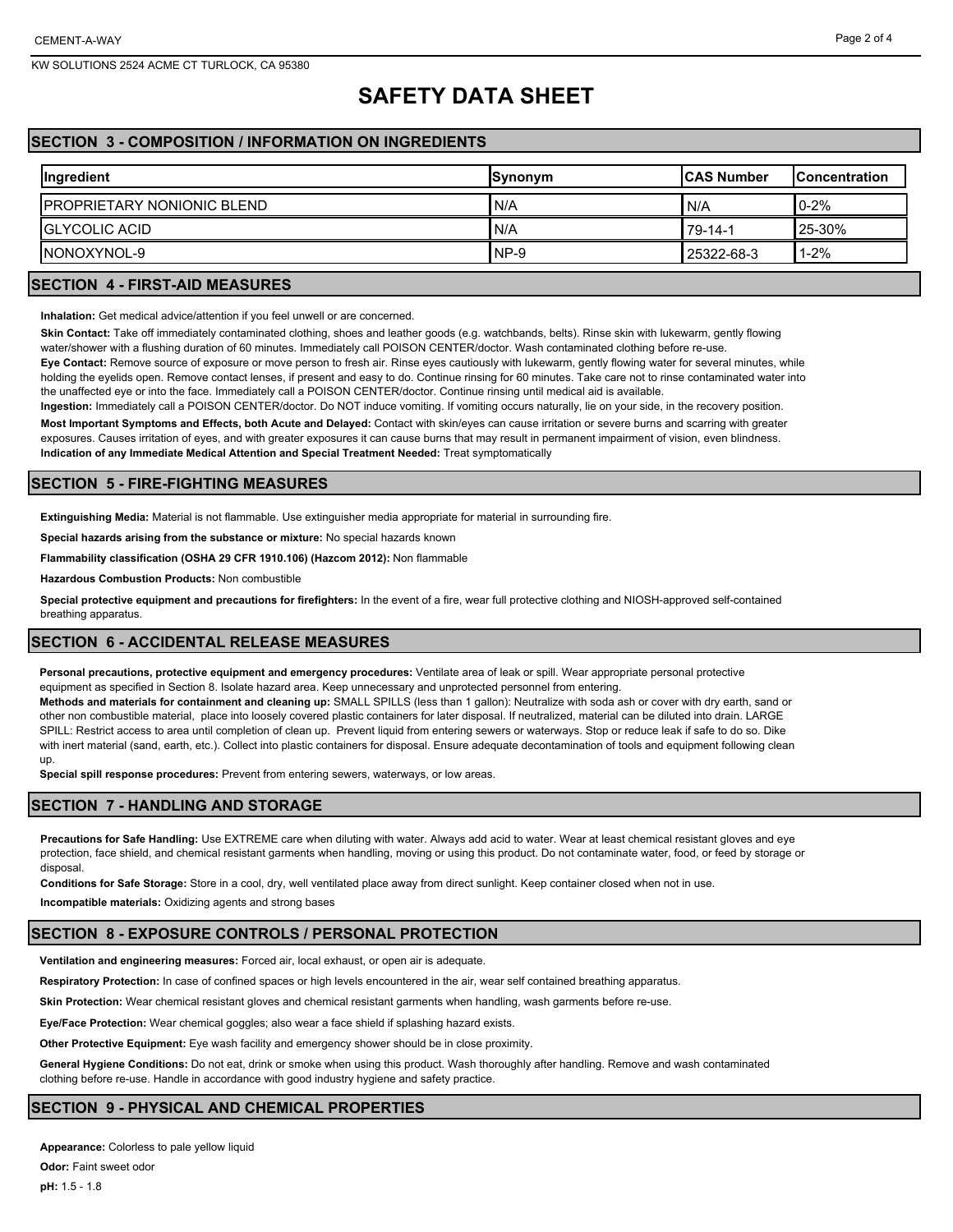# SAFETY DATA SHEET

## SECTION 3 - COMPOSITION / INFORMATION ON INGREDIENTS

| Ingredient | Synonym | CAS Number | Concentration |
|---|---|---|---|
| PROPRIETARY NONIONIC BLEND | N/A | N/A | 0-2% |
| GLYCOLIC ACID | N/A | 79-14-1 | 25-30% |
| NONOXYNOL-9 | NP-9 | 25322-68-3 | 1-2% |

## SECTION 4 - FIRST-AID MEASURES

**Inhalation:** Get medical advice/attention if you feel unwell or are concerned.

**Skin Contact:** Take off immediately contaminated clothing, shoes and leather goods (e.g. watchbands, belts). Rinse skin with lukewarm, gently flowing water/shower with a flushing duration of 60 minutes. Immediately call POISON CENTER/doctor. Wash contaminated clothing before re-use.

**Eye Contact:** Remove source of exposure or move person to fresh air. Rinse eyes cautiously with lukewarm, gently flowing water for several minutes, while holding the eyelids open. Remove contact lenses, if present and easy to do. Continue rinsing for 60 minutes. Take care not to rinse contaminated water into the unaffected eye or into the face. Immediately call a POISON CENTER/doctor. Continue rinsing until medical aid is available.

**Ingestion:** Immediately call a POISON CENTER/doctor. Do NOT induce vomiting. If vomiting occurs naturally, lie on your side, in the recovery position.

**Most Important Symptoms and Effects, both Acute and Delayed:** Contact with skin/eyes can cause irritation or severe burns and scarring with greater exposures. Causes irritation of eyes, and with greater exposures it can cause burns that may result in permanent impairment of vision, even blindness.

**Indication of any Immediate Medical Attention and Special Treatment Needed:** Treat symptomatically

## SECTION 5 - FIRE-FIGHTING MEASURES

**Extinguishing Media:** Material is not flammable. Use extinguisher media appropriate for material in surrounding fire.

**Special hazards arising from the substance or mixture:** No special hazards known

**Flammability classification (OSHA 29 CFR 1910.106) (Hazcom 2012):** Non flammable

**Hazardous Combustion Products:** Non combustible

**Special protective equipment and precautions for firefighters:** In the event of a fire, wear full protective clothing and NIOSH-approved self-contained breathing apparatus.

## SECTION 6 - ACCIDENTAL RELEASE MEASURES

**Personal precautions, protective equipment and emergency procedures:** Ventilate area of leak or spill. Wear appropriate personal protective equipment as specified in Section 8. Isolate hazard area. Keep unnecessary and unprotected personnel from entering.

**Methods and materials for containment and cleaning up:** SMALL SPILLS (less than 1 gallon): Neutralize with soda ash or cover with dry earth, sand or other non combustible material, place into loosely covered plastic containers for later disposal. If neutralized, material can be diluted into drain. LARGE SPILL: Restrict access to area until completion of clean up. Prevent liquid from entering sewers or waterways. Stop or reduce leak if safe to do so. Dike with inert material (sand, earth, etc.). Collect into plastic containers for disposal. Ensure adequate decontamination of tools and equipment following clean up.

**Special spill response procedures:** Prevent from entering sewers, waterways, or low areas.

## SECTION 7 - HANDLING AND STORAGE

**Precautions for Safe Handling:** Use EXTREME care when diluting with water. Always add acid to water. Wear at least chemical resistant gloves and eye protection, face shield, and chemical resistant garments when handling, moving or using this product. Do not contaminate water, food, or feed by storage or disposal.

**Conditions for Safe Storage:** Store in a cool, dry, well ventilated place away from direct sunlight. Keep container closed when not in use.

**Incompatible materials:** Oxidizing agents and strong bases

## SECTION 8 - EXPOSURE CONTROLS / PERSONAL PROTECTION

**Ventilation and engineering measures:** Forced air, local exhaust, or open air is adequate.

**Respiratory Protection:** In case of confined spaces or high levels encountered in the air, wear self contained breathing apparatus.

**Skin Protection:** Wear chemical resistant gloves and chemical resistant garments when handling, wash garments before re-use.

**Eye/Face Protection:** Wear chemical goggles; also wear a face shield if splashing hazard exists.

**Other Protective Equipment:** Eye wash facility and emergency shower should be in close proximity.

**General Hygiene Conditions:** Do not eat, drink or smoke when using this product. Wash thoroughly after handling. Remove and wash contaminated clothing before re-use. Handle in accordance with good industry hygiene and safety practice.

## SECTION 9 - PHYSICAL AND CHEMICAL PROPERTIES

**Appearance:** Colorless to pale yellow liquid

**Odor:** Faint sweet odor

**pH:** 1.5 - 1.8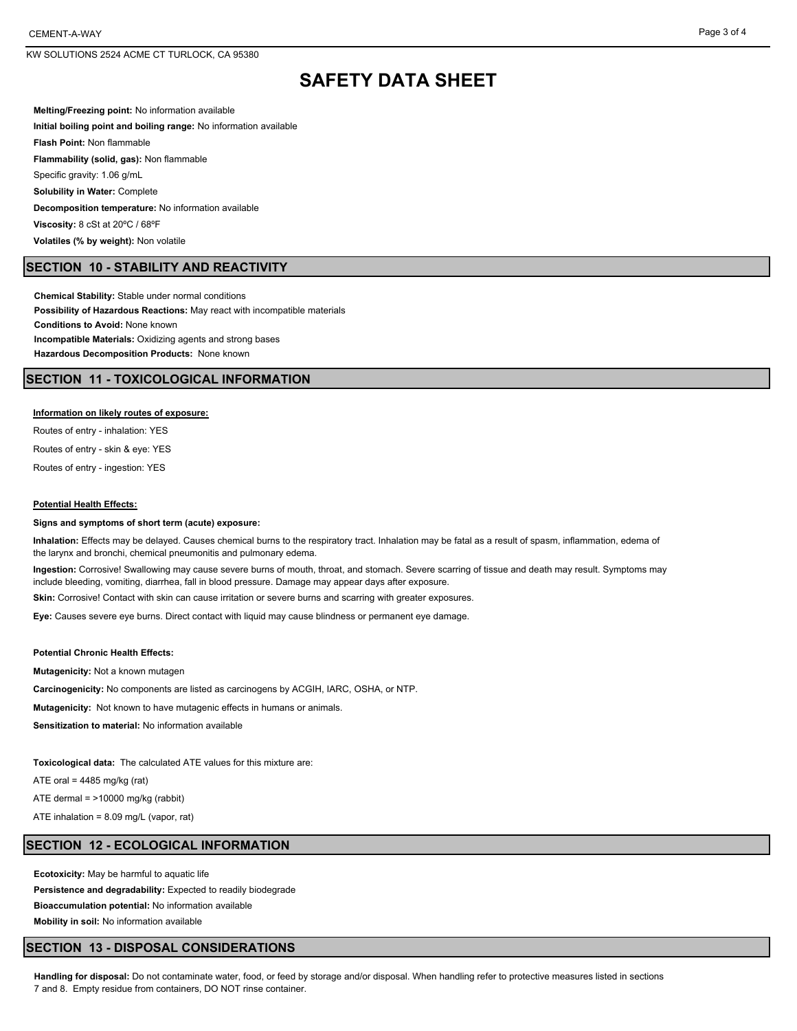# SAFETY DATA SHEET

**Melting/Freezing point:** No information available

**Initial boiling point and boiling range:** No information available

**Flash Point:** Non flammable

**Flammability (solid, gas):** Non flammable

Specific gravity: 1.06 g/mL

**Solubility in Water:** Complete

**Decomposition temperature:** No information available

**Viscosity:** 8 cSt at 20ºC / 68ºF

**Volatiles (% by weight):** Non volatile

## SECTION 10 - STABILITY AND REACTIVITY

**Chemical Stability:** Stable under normal conditions

**Possibility of Hazardous Reactions:** May react with incompatible materials

**Conditions to Avoid:** None known

**Incompatible Materials:** Oxidizing agents and strong bases

**Hazardous Decomposition Products:** None known

## SECTION 11 - TOXICOLOGICAL INFORMATION

**Information on likely routes of exposure:**

Routes of entry - inhalation: YES

Routes of entry - skin & eye: YES

Routes of entry - ingestion: YES

**Potential Health Effects:**

**Signs and symptoms of short term (acute) exposure:**

**Inhalation:** Effects may be delayed. Causes chemical burns to the respiratory tract. Inhalation may be fatal as a result of spasm, inflammation, edema of the larynx and bronchi, chemical pneumonitis and pulmonary edema.

**Ingestion:** Corrosive! Swallowing may cause severe burns of mouth, throat, and stomach. Severe scarring of tissue and death may result. Symptoms may include bleeding, vomiting, diarrhea, fall in blood pressure. Damage may appear days after exposure.

**Skin:** Corrosive! Contact with skin can cause irritation or severe burns and scarring with greater exposures.

**Eye:** Causes severe eye burns. Direct contact with liquid may cause blindness or permanent eye damage.

**Potential Chronic Health Effects:**

**Mutagenicity:** Not a known mutagen

**Carcinogenicity:** No components are listed as carcinogens by ACGIH, IARC, OSHA, or NTP.

**Mutagenicity:** Not known to have mutagenic effects in humans or animals.

**Sensitization to material:** No information available

**Toxicological data:** The calculated ATE values for this mixture are:

ATE oral = 4485 mg/kg (rat)

ATE dermal = >10000 mg/kg (rabbit)

ATE inhalation = 8.09 mg/L (vapor, rat)

## SECTION 12 - ECOLOGICAL INFORMATION

**Ecotoxicity:** May be harmful to aquatic life

**Persistence and degradability:** Expected to readily biodegrade

**Bioaccumulation potential:** No information available

**Mobility in soil:** No information available

## SECTION 13 - DISPOSAL CONSIDERATIONS

**Handling for disposal:** Do not contaminate water, food, or feed by storage and/or disposal. When handling refer to protective measures listed in sections 7 and 8. Empty residue from containers, DO NOT rinse container.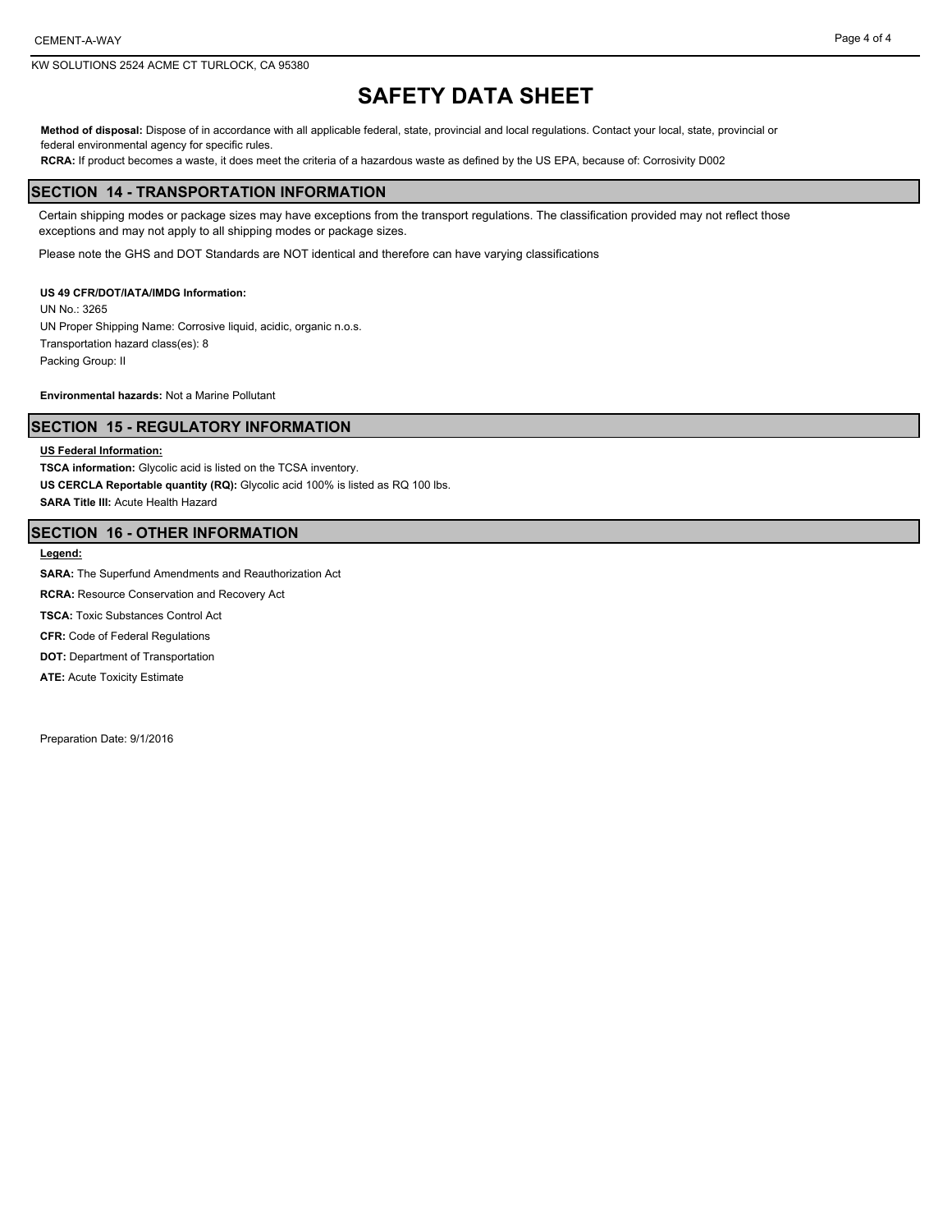# SAFETY DATA SHEET

**Method of disposal:** Dispose of in accordance with all applicable federal, state, provincial and local regulations. Contact your local, state, provincial or federal environmental agency for specific rules.

**RCRA:** If product becomes a waste, it does meet the criteria of a hazardous waste as defined by the US EPA, because of: Corrosivity D002

## SECTION 14 - TRANSPORTATION INFORMATION

Certain shipping modes or package sizes may have exceptions from the transport regulations. The classification provided may not reflect those exceptions and may not apply to all shipping modes or package sizes.

Please note the GHS and DOT Standards are NOT identical and therefore can have varying classifications

**US 49 CFR/DOT/IATA/IMDG Information:**

UN No.: 3265

UN Proper Shipping Name: Corrosive liquid, acidic, organic n.o.s.

Transportation hazard class(es): 8

Packing Group: II

**Environmental hazards:** Not a Marine Pollutant

## SECTION 15 - REGULATORY INFORMATION

**US Federal Information:**

**TSCA information:** Glycolic acid is listed on the TCSA inventory.

**US CERCLA Reportable quantity (RQ):** Glycolic acid 100% is listed as RQ 100 lbs.

**SARA Title III:** Acute Health Hazard

## SECTION 16 - OTHER INFORMATION

**Legend:**

**SARA:** The Superfund Amendments and Reauthorization Act

**RCRA:** Resource Conservation and Recovery Act

**TSCA:** Toxic Substances Control Act

**CFR:** Code of Federal Regulations

**DOT:** Department of Transportation

**ATE:** Acute Toxicity Estimate

Preparation Date: 9/1/2016